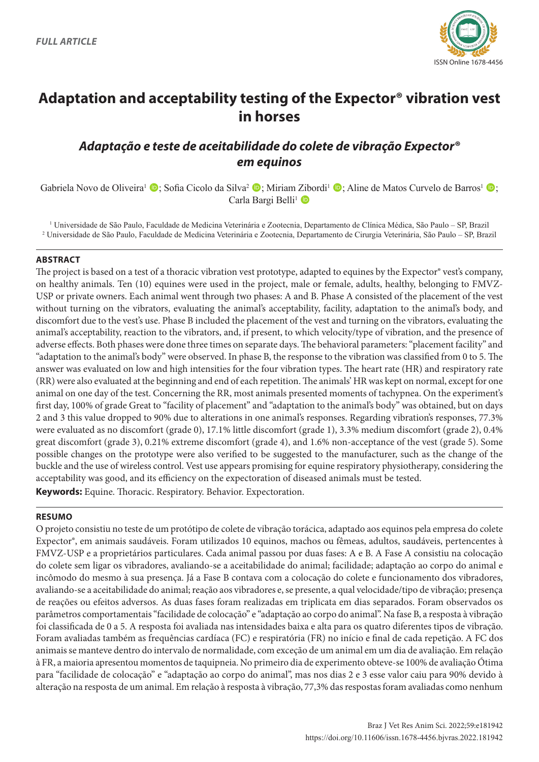FULL ARTICLE

ISSN Online 1678-4456

# Adaptation and acceptability testing of the Expector® vibration vest in horses

## *Adaptação e teste de aceitabilidade do colete de vibração Expector® em equinos*

Gabriela Novo de Oliveira[1]; Sofia Cicolo da Silva[2]; Miriam Zibordi[1]; Aline de Matos Curvelo de Barros[1]; Carla Bargi Belli[1]

[1] Universidade de São Paulo, Faculdade de Medicina Veterinária e Zootecnia, Departamento de Clínica Médica, São Paulo – SP, Brazil
[2] Universidade de São Paulo, Faculdade de Medicina Veterinária e Zootecnia, Departamento de Cirurgia Veterinária, São Paulo – SP, Brazil

### ABSTRACT

The project is based on a test of a thoracic vibration vest prototype, adapted to equines by the Expector® vest's company, on healthy animals. Ten (10) equines were used in the project, male or female, adults, healthy, belonging to FMVZ-USP or private owners. Each animal went through two phases: A and B. Phase A consisted of the placement of the vest without turning on the vibrators, evaluating the animal's acceptability, facility, adaptation to the animal's body, and discomfort due to the vest's use. Phase B included the placement of the vest and turning on the vibrators, evaluating the animal's acceptability, reaction to the vibrators, and, if present, to which velocity/type of vibration, and the presence of adverse effects. Both phases were done three times on separate days. The behavioral parameters: "placement facility" and "adaptation to the animal's body" were observed. In phase B, the response to the vibration was classified from 0 to 5. The answer was evaluated on low and high intensities for the four vibration types. The heart rate (HR) and respiratory rate (RR) were also evaluated at the beginning and end of each repetition. The animals' HR was kept on normal, except for one animal on one day of the test. Concerning the RR, most animals presented moments of tachypnea. On the experiment's first day, 100% of grade Great to "facility of placement" and "adaptation to the animal's body" was obtained, but on days 2 and 3 this value dropped to 90% due to alterations in one animal's responses. Regarding vibration's responses, 77.3% were evaluated as no discomfort (grade 0), 17.1% little discomfort (grade 1), 3.3% medium discomfort (grade 2), 0.4% great discomfort (grade 3), 0.21% extreme discomfort (grade 4), and 1.6% non-acceptance of the vest (grade 5). Some possible changes on the prototype were also verified to be suggested to the manufacturer, such as the change of the buckle and the use of wireless control. Vest use appears promising for equine respiratory physiotherapy, considering the acceptability was good, and its efficiency on the expectoration of diseased animals must be tested.

**Keywords:** Equine. Thoracic. Respiratory. Behavior. Expectoration.

### RESUMO

O projeto consistiu no teste de um protótipo de colete de vibração torácica, adaptado aos equinos pela empresa do colete Expector®, em animais saudáveis. Foram utilizados 10 equinos, machos ou fêmeas, adultos, saudáveis, pertencentes à FMVZ-USP e a proprietários particulares. Cada animal passou por duas fases: A e B. A Fase A consistiu na colocação do colete sem ligar os vibradores, avaliando-se a aceitabilidade do animal; facilidade; adaptação ao corpo do animal e incômodo do mesmo à sua presença. Já a Fase B contava com a colocação do colete e funcionamento dos vibradores, avaliando-se a aceitabilidade do animal; reação aos vibradores e, se presente, a qual velocidade/tipo de vibração; presença de reações ou efeitos adversos. As duas fases foram realizadas em triplicata em dias separados. Foram observados os parâmetros comportamentais "facilidade de colocação" e "adaptação ao corpo do animal". Na fase B, a resposta à vibração foi classificada de 0 a 5. A resposta foi avaliada nas intensidades baixa e alta para os quatro diferentes tipos de vibração. Foram avaliadas também as frequências cardíaca (FC) e respiratória (FR) no início e final de cada repetição. A FC dos animais se manteve dentro do intervalo de normalidade, com exceção de um animal em um dia de avaliação. Em relação à FR, a maioria apresentou momentos de taquipneia. No primeiro dia de experimento obteve-se 100% de avaliação Ótima para "facilidade de colocação" e "adaptação ao corpo do animal", mas nos dias 2 e 3 esse valor caiu para 90% devido à alteração na resposta de um animal. Em relação à resposta à vibração, 77,3% das respostas foram avaliadas como nenhum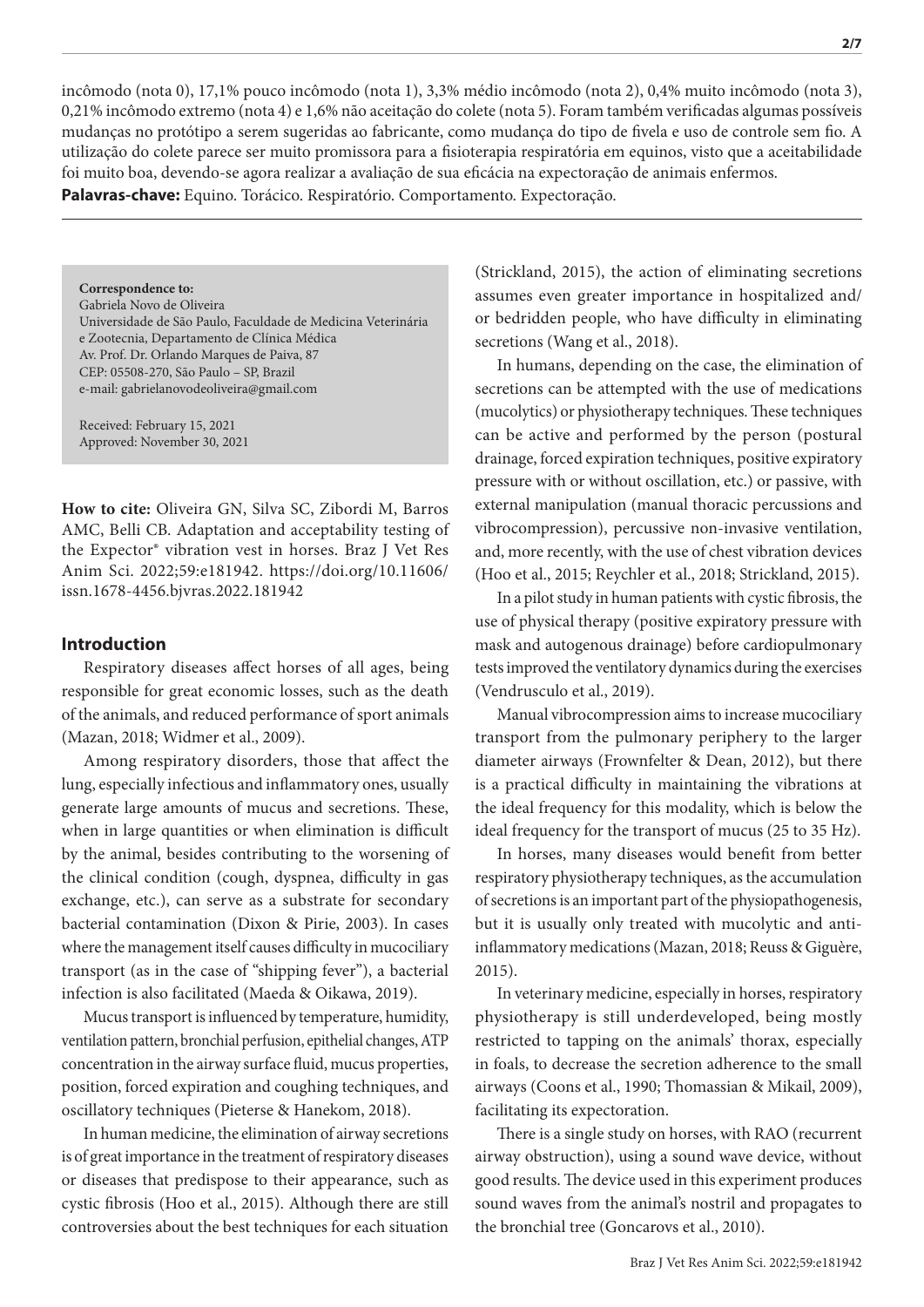incômodo (nota 0), 17,1% pouco incômodo (nota 1), 3,3% médio incômodo (nota 2), 0,4% muito incômodo (nota 3), 0,21% incômodo extremo (nota 4) e 1,6% não aceitação do colete (nota 5). Foram também verificadas algumas possíveis mudanças no protótipo a serem sugeridas ao fabricante, como mudança do tipo de fivela e uso de controle sem fio. A utilização do colete parece ser muito promissora para a fisioterapia respiratória em equinos, visto que a aceitabilidade foi muito boa, devendo-se agora realizar a avaliação de sua eficácia na expectoração de animais enfermos.

**Palavras-chave:** Equino. Torácico. Respiratório. Comportamento. Expectoração.

**Correspondence to:**
Gabriela Novo de Oliveira
Universidade de São Paulo, Faculdade de Medicina Veterinária e Zootecnia, Departamento de Clínica Médica
Av. Prof. Dr. Orlando Marques de Paiva, 87
CEP: 05508-270, São Paulo – SP, Brazil
e-mail: gabrielanovodeoliveira@gmail.com

Received: February 15, 2021
Approved: November 30, 2021

**How to cite:** Oliveira GN, Silva SC, Zibordi M, Barros AMC, Belli CB. Adaptation and acceptability testing of the Expector® vibration vest in horses. Braz J Vet Res Anim Sci. 2022;59:e181942. https://doi.org/10.11606/issn.1678-4456.bjvras.2022.181942

## Introduction

Respiratory diseases affect horses of all ages, being responsible for great economic losses, such as the death of the animals, and reduced performance of sport animals (Mazan, 2018; Widmer et al., 2009).

Among respiratory disorders, those that affect the lung, especially infectious and inflammatory ones, usually generate large amounts of mucus and secretions. These, when in large quantities or when elimination is difficult by the animal, besides contributing to the worsening of the clinical condition (cough, dyspnea, difficulty in gas exchange, etc.), can serve as a substrate for secondary bacterial contamination (Dixon & Pirie, 2003). In cases where the management itself causes difficulty in mucociliary transport (as in the case of "shipping fever"), a bacterial infection is also facilitated (Maeda & Oikawa, 2019).

Mucus transport is influenced by temperature, humidity, ventilation pattern, bronchial perfusion, epithelial changes, ATP concentration in the airway surface fluid, mucus properties, position, forced expiration and coughing techniques, and oscillatory techniques (Pieterse & Hanekom, 2018).

In human medicine, the elimination of airway secretions is of great importance in the treatment of respiratory diseases or diseases that predispose to their appearance, such as cystic fibrosis (Hoo et al., 2015). Although there are still controversies about the best techniques for each situation (Strickland, 2015), the action of eliminating secretions assumes even greater importance in hospitalized and/or bedridden people, who have difficulty in eliminating secretions (Wang et al., 2018).

In humans, depending on the case, the elimination of secretions can be attempted with the use of medications (mucolytics) or physiotherapy techniques. These techniques can be active and performed by the person (postural drainage, forced expiration techniques, positive expiratory pressure with or without oscillation, etc.) or passive, with external manipulation (manual thoracic percussions and vibrocompression), percussive non-invasive ventilation, and, more recently, with the use of chest vibration devices (Hoo et al., 2015; Reychler et al., 2018; Strickland, 2015).

In a pilot study in human patients with cystic fibrosis, the use of physical therapy (positive expiratory pressure with mask and autogenous drainage) before cardiopulmonary tests improved the ventilatory dynamics during the exercises (Vendrusculo et al., 2019).

Manual vibrocompression aims to increase mucociliary transport from the pulmonary periphery to the larger diameter airways (Frownfelter & Dean, 2012), but there is a practical difficulty in maintaining the vibrations at the ideal frequency for this modality, which is below the ideal frequency for the transport of mucus (25 to 35 Hz).

In horses, many diseases would benefit from better respiratory physiotherapy techniques, as the accumulation of secretions is an important part of the physiopathogenesis, but it is usually only treated with mucolytic and anti-inflammatory medications (Mazan, 2018; Reuss & Miguère, 2015).

In veterinary medicine, especially in horses, respiratory physiotherapy is still underdeveloped, being mostly restricted to tapping on the animals' thorax, especially in foals, to decrease the secretion adherence to the small airways (Coons et al., 1990; Thomassian & Mikail, 2009), facilitating its expectoration.

There is a single study on horses, with RAO (recurrent airway obstruction), using a sound wave device, without good results. The device used in this experiment produces sound waves from the animal's nostril and propagates to the bronchial tree (Goncarovs et al., 2010).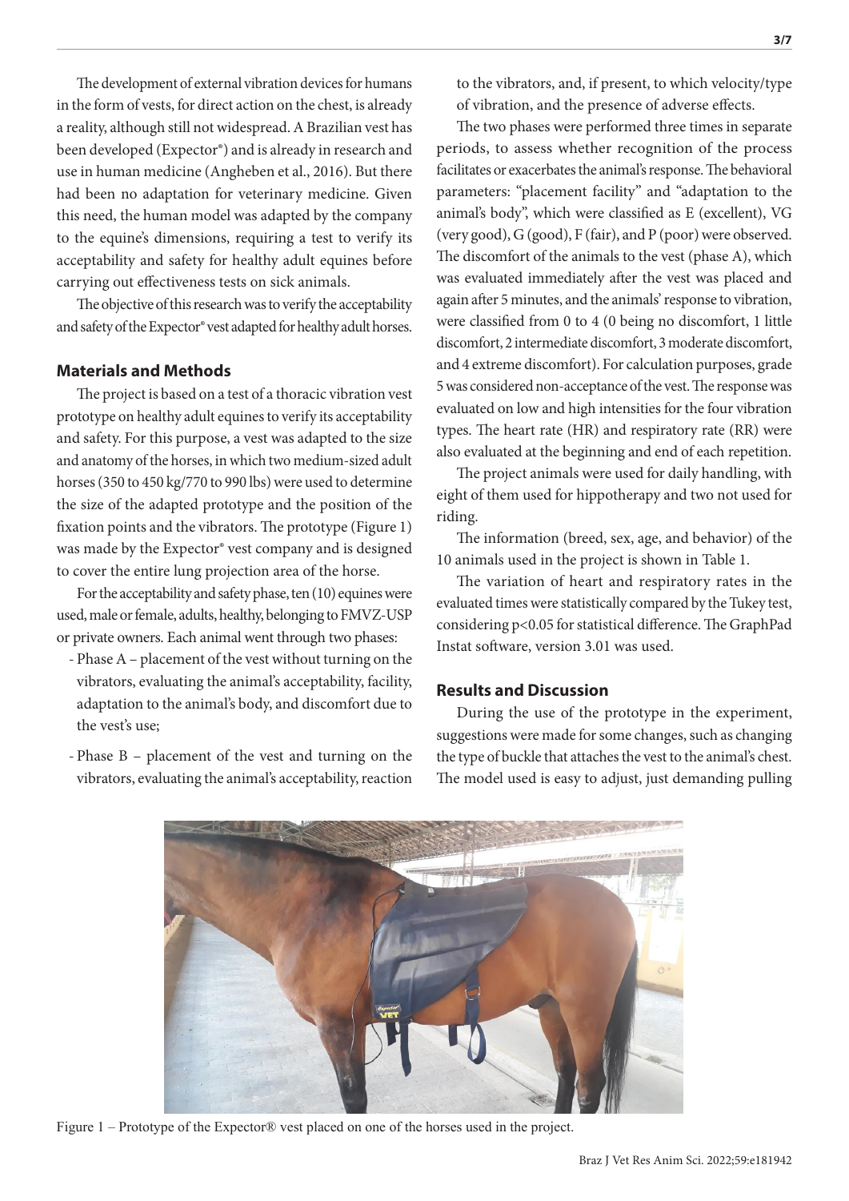The development of external vibration devices for humans in the form of vests, for direct action on the chest, is already a reality, although still not widespread. A Brazilian vest has been developed (Expector®) and is already in research and use in human medicine (Angheben et al., 2016). But there had been no adaptation for veterinary medicine. Given this need, the human model was adapted by the company to the equine's dimensions, requiring a test to verify its acceptability and safety for healthy adult equines before carrying out effectiveness tests on sick animals.

The objective of this research was to verify the acceptability and safety of the Expector® vest adapted for healthy adult horses.

## Materials and Methods

The project is based on a test of a thoracic vibration vest prototype on healthy adult equines to verify its acceptability and safety. For this purpose, a vest was adapted to the size and anatomy of the horses, in which two medium-sized adult horses (350 to 450 kg/770 to 990 lbs) were used to determine the size of the adapted prototype and the position of the fixation points and the vibrators. The prototype (Figure 1) was made by the Expector® vest company and is designed to cover the entire lung projection area of the horse.

For the acceptability and safety phase, ten (10) equines were used, male or female, adults, healthy, belonging to FMVZ-USP or private owners. Each animal went through two phases:

- Phase A – placement of the vest without turning on the vibrators, evaluating the animal's acceptability, facility, adaptation to the animal's body, and discomfort due to the vest's use;
- Phase B – placement of the vest and turning on the vibrators, evaluating the animal's acceptability, reaction to the vibrators, and, if present, to which velocity/type of vibration, and the presence of adverse effects.

The two phases were performed three times in separate periods, to assess whether recognition of the process facilitates or exacerbates the animal's response. The behavioral parameters: "placement facility" and "adaptation to the animal's body", which were classified as E (excellent), VG (very good), G (good), F (fair), and P (poor) were observed. The discomfort of the animals to the vest (phase A), which was evaluated immediately after the vest was placed and again after 5 minutes, and the animals' response to vibration, were classified from 0 to 4 (0 being no discomfort, 1 little discomfort, 2 intermediate discomfort, 3 moderate discomfort, and 4 extreme discomfort). For calculation purposes, grade 5 was considered non-acceptance of the vest. The response was evaluated on low and high intensities for the four vibration types. The heart rate (HR) and respiratory rate (RR) were also evaluated at the beginning and end of each repetition.

The project animals were used for daily handling, with eight of them used for hippotherapy and two not used for riding.

The information (breed, sex, age, and behavior) of the 10 animals used in the project is shown in Table 1.

The variation of heart and respiratory rates in the evaluated times were statistically compared by the Tukey test, considering $p<0.05$ for statistical difference. The GraphPad Instat software, version 3.01 was used.

## Results and Discussion

During the use of the prototype in the experiment, suggestions were made for some changes, such as changing the type of buckle that attaches the vest to the animal's chest. The model used is easy to adjust, just demanding pulling

Figure 1 – Prototype of the Expector® vest placed on one of the horses used in the project.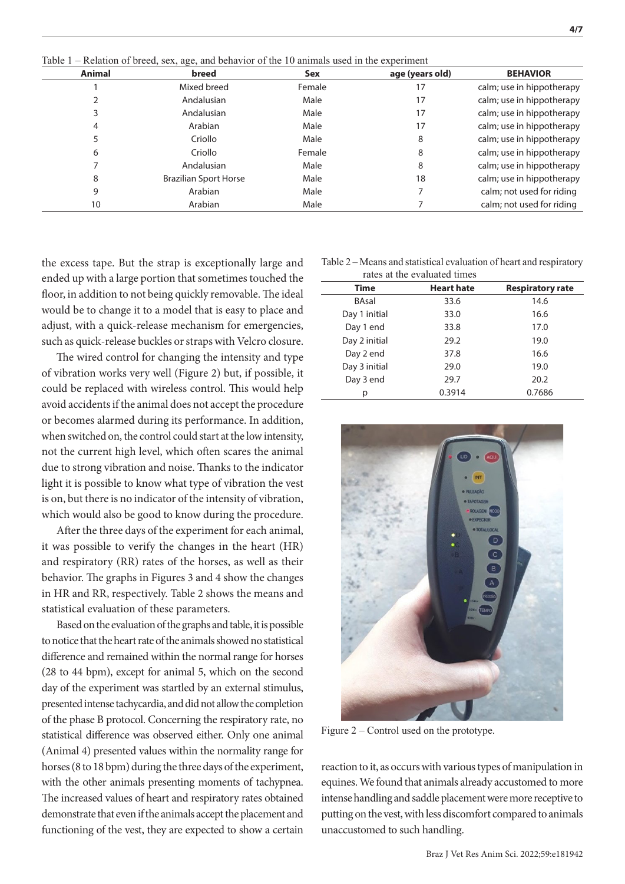Table 1 – Relation of breed, sex, age, and behavior of the 10 animals used in the experiment

| Animal | breed | Sex | age (years old) | BEHAVIOR |
|---|---|---|---|---|
| 1 | Mixed breed | Female | 17 | calm; use in hippotherapy |
| 2 | Andalusian | Male | 17 | calm; use in hippotherapy |
| 3 | Andalusian | Male | 17 | calm; use in hippotherapy |
| 4 | Arabian | Male | 17 | calm; use in hippotherapy |
| 5 | Criollo | Male | 8 | calm; use in hippotherapy |
| 6 | Criollo | Female | 8 | calm; use in hippotherapy |
| 7 | Andalusian | Male | 8 | calm; use in hippotherapy |
| 8 | Brazilian Sport Horse | Male | 18 | calm; use in hippotherapy |
| 9 | Arabian | Male | 7 | calm; not used for riding |
| 10 | Arabian | Male | 7 | calm; not used for riding |

the excess tape. But the strap is exceptionally large and ended up with a large portion that sometimes touched the floor, in addition to not being quickly removable. The ideal would be to change it to a model that is easy to place and adjust, with a quick-release mechanism for emergencies, such as quick-release buckles or straps with Velcro closure.

The wired control for changing the intensity and type of vibration works very well (Figure 2) but, if possible, it could be replaced with wireless control. This would help avoid accidents if the animal does not accept the procedure or becomes alarmed during its performance. In addition, when switched on, the control could start at the low intensity, not the current high level, which often scares the animal due to strong vibration and noise. Thanks to the indicator light it is possible to know what type of vibration the vest is on, but there is no indicator of the intensity of vibration, which would also be good to know during the procedure.

After the three days of the experiment for each animal, it was possible to verify the changes in the heart (HR) and respiratory (RR) rates of the horses, as well as their behavior. The graphs in Figures 3 and 4 show the changes in HR and RR, respectively. Table 2 shows the means and statistical evaluation of these parameters.

Based on the evaluation of the graphs and table, it is possible to notice that the heart rate of the animals showed no statistical difference and remained within the normal range for horses (28 to 44 bpm), except for animal 5, which on the second day of the experiment was startled by an external stimulus, presented intense tachycardia, and did not allow the completion of the phase B protocol. Concerning the respiratory rate, no statistical difference was observed either. Only one animal (Animal 4) presented values within the normality range for horses (8 to 18 bpm) during the three days of the experiment, with the other animals presenting moments of tachypnea. The increased values of heart and respiratory rates obtained demonstrate that even if the animals accept the placement and functioning of the vest, they are expected to show a certain reaction to it, as occurs with various types of manipulation in equines. We found that animals already accustomed to more intense handling and saddle placement were more receptive to putting on the vest, with less discomfort compared to animals unaccustomed to such handling.

Table 2 – Means and statistical evaluation of heart and respiratory rates at the evaluated times

| Time | Heart hate | Respiratory rate |
|---|---|---|
| BAsal | 33.6 | 14.6 |
| Day 1 initial | 33.0 | 16.6 |
| Day 1 end | 33.8 | 17.0 |
| Day 2 initial | 29.2 | 19.0 |
| Day 2 end | 37.8 | 16.6 |
| Day 3 initial | 29.0 | 19.0 |
| Day 3 end | 29.7 | 20.2 |
| p | 0.3914 | 0.7686 |

Figure 2 – Control used on the prototype.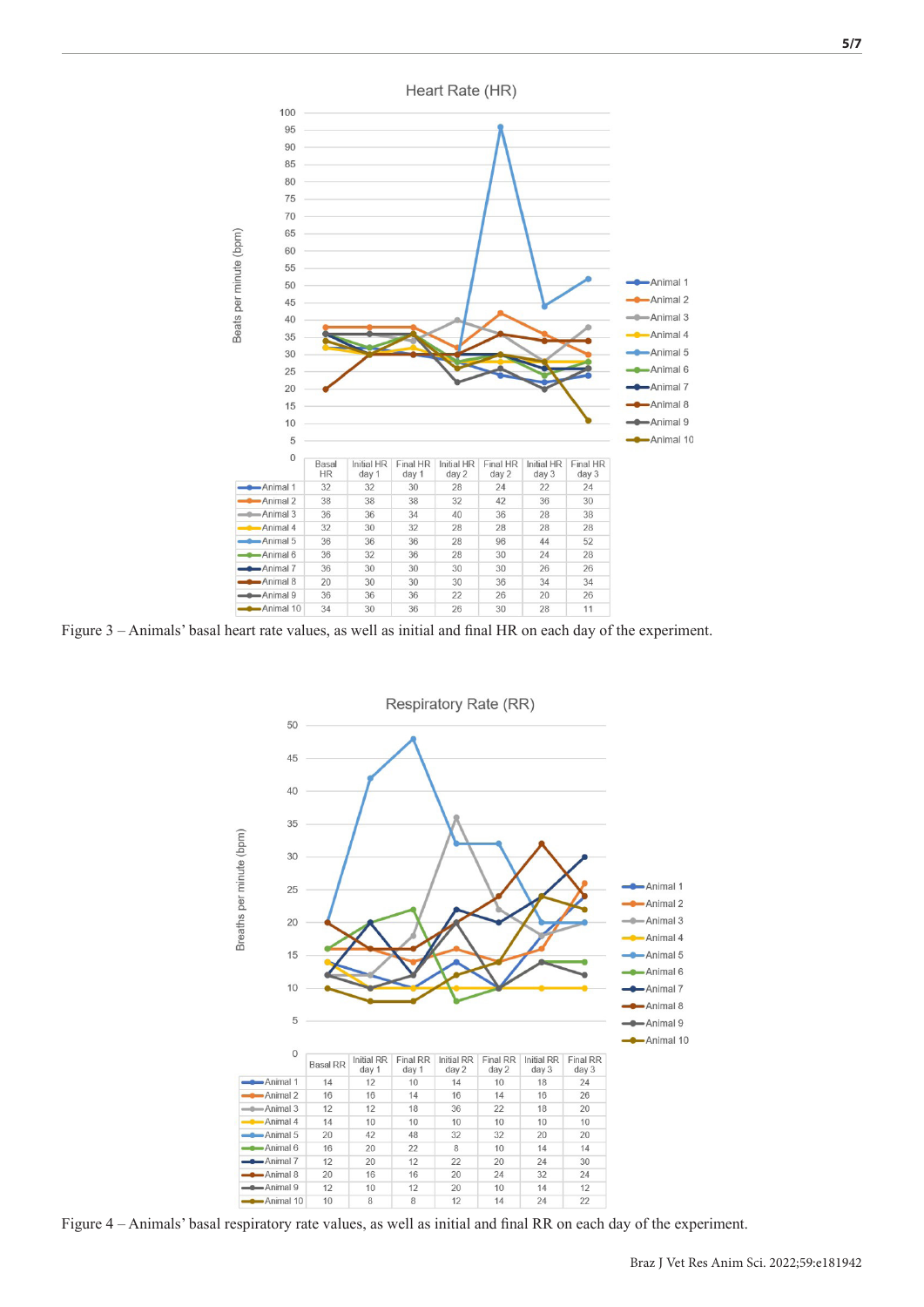Heart Rate (HR)

| | Basal HR | Initial HR day 1 | Final HR day 1 | Initial HR day 2 | Final HR day 2 | Initial HR day 3 | Final HR day 3 |
|---|---|---|---|---|---|---|---|
| Animal 1 | 32 | 32 | 30 | 28 | 24 | 22 | 24 |
| Animal 2 | 38 | 38 | 38 | 32 | 42 | 36 | 30 |
| Animal 3 | 36 | 36 | 34 | 40 | 36 | 28 | 38 |
| Animal 4 | 32 | 30 | 32 | 28 | 28 | 28 | 28 |
| Animal 5 | 36 | 36 | 36 | 28 | 96 | 44 | 52 |
| Animal 6 | 36 | 32 | 36 | 28 | 30 | 24 | 28 |
| Animal 7 | 36 | 30 | 30 | 30 | 30 | 26 | 26 |
| Animal 8 | 20 | 30 | 30 | 30 | 36 | 34 | 34 |
| Animal 9 | 36 | 36 | 36 | 22 | 26 | 20 | 26 |
| Animal 10 | 34 | 30 | 36 | 26 | 30 | 28 | 11 |

Figure 3 – Animals' basal heart rate values, as well as initial and final HR on each day of the experiment.

Respiratory Rate (RR)

| | Basal RR | Initial RR day 1 | Final RR day 1 | Initial RR day 2 | Final RR day 2 | Initial RR day 3 | Final RR day 3 |
|---|---|---|---|---|---|---|---|
| Animal 1 | 14 | 12 | 10 | 14 | 10 | 18 | 24 |
| Animal 2 | 16 | 16 | 14 | 16 | 14 | 16 | 26 |
| Animal 3 | 12 | 12 | 18 | 36 | 22 | 18 | 20 |
| Animal 4 | 14 | 10 | 10 | 10 | 10 | 10 | 10 |
| Animal 5 | 20 | 42 | 48 | 32 | 32 | 20 | 20 |
| Animal 6 | 16 | 20 | 22 | 8 | 10 | 14 | 14 |
| Animal 7 | 12 | 20 | 12 | 22 | 20 | 24 | 30 |
| Animal 8 | 20 | 16 | 16 | 20 | 24 | 32 | 24 |
| Animal 9 | 12 | 10 | 12 | 20 | 10 | 14 | 12 |
| Animal 10 | 10 | 8 | 8 | 12 | 14 | 24 | 22 |

Figure 4 – Animals' basal respiratory rate values, as well as initial and final RR on each day of the experiment.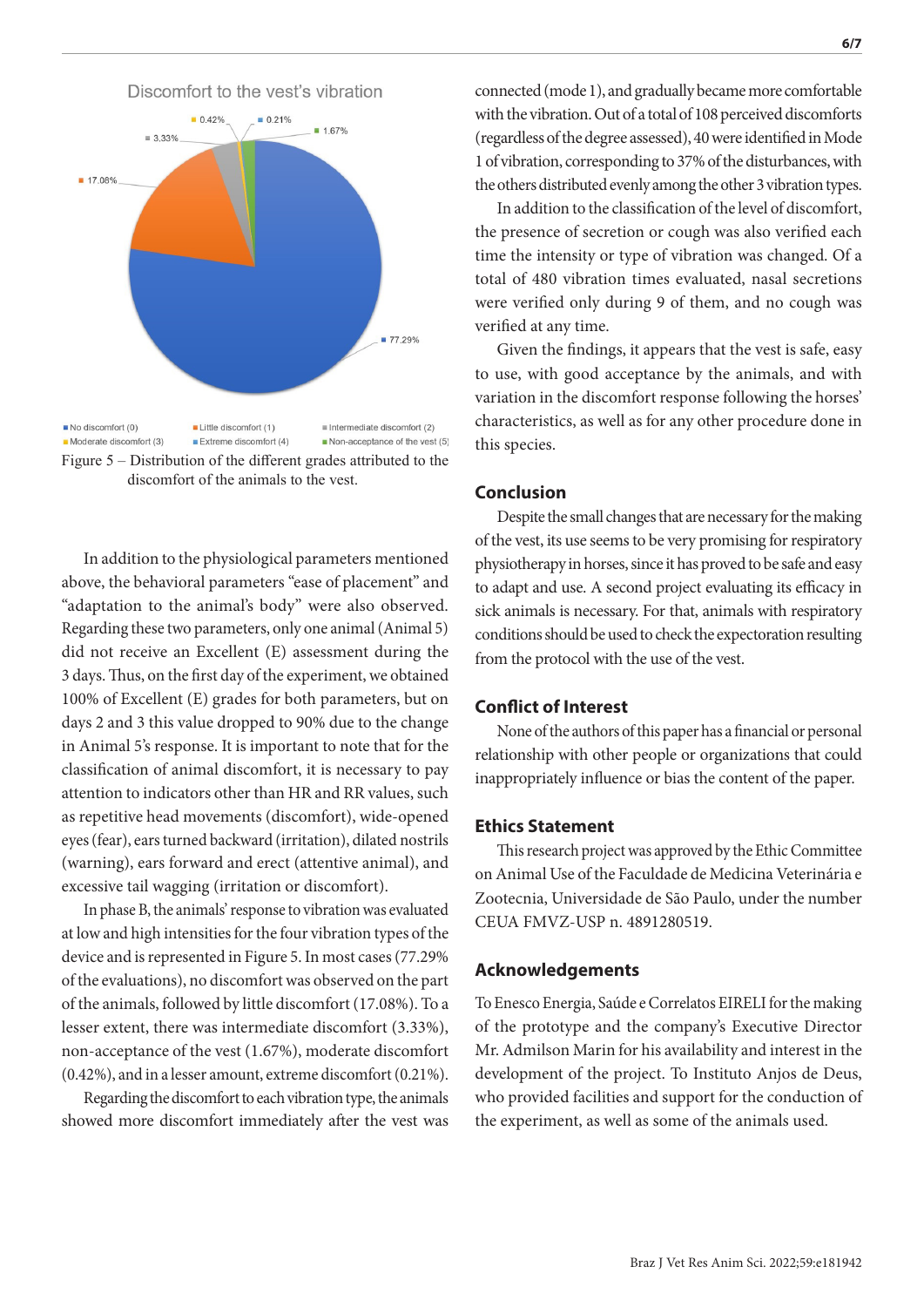Figure 5 – Distribution of the different grades attributed to the discomfort of the animals to the vest.

In addition to the physiological parameters mentioned above, the behavioral parameters "ease of placement" and "adaptation to the animal's body" were also observed. Regarding these two parameters, only one animal (Animal 5) did not receive an Excellent (E) assessment during the 3 days. Thus, on the first day of the experiment, we obtained 100% of Excellent (E) grades for both parameters, but on days 2 and 3 this value dropped to 90% due to the change in Animal 5's response. It is important to note that for the classification of animal discomfort, it is necessary to pay attention to indicators other than HR and RR values, such as repetitive head movements (discomfort), wide-opened eyes (fear), ears turned backward (irritation), dilated nostrils (warning), ears forward and erect (attentive animal), and excessive tail wagging (irritation or discomfort).

In phase B, the animals' response to vibration was evaluated at low and high intensities for the four vibration types of the device and is represented in Figure 5. In most cases (77.29% of the evaluations), no discomfort was observed on the part of the animals, followed by little discomfort (17.08%). To a lesser extent, there was intermediate discomfort (3.33%), non-acceptance of the vest (1.67%), moderate discomfort (0.42%), and in a lesser amount, extreme discomfort (0.21%).

Regarding the discomfort to each vibration type, the animals showed more discomfort immediately after the vest was connected (mode 1), and gradually became more comfortable with the vibration. Out of a total of 108 perceived discomforts (regardless of the degree assessed), 40 were identified in Mode 1 of vibration, corresponding to 37% of the disturbances, with the others distributed evenly among the other 3 vibration types.

In addition to the classification of the level of discomfort, the presence of secretion or cough was also verified each time the intensity or type of vibration was changed. Of a total of 480 vibration times evaluated, nasal secretions were verified only during 9 of them, and no cough was verified at any time.

Given the findings, it appears that the vest is safe, easy to use, with good acceptance by the animals, and with variation in the discomfort response following the horses' characteristics, as well as for any other procedure done in this species.

## Conclusion

Despite the small changes that are necessary for the making of the vest, its use seems to be very promising for respiratory physiotherapy in horses, since it has proved to be safe and easy to adapt and use. A second project evaluating its efficacy in sick animals is necessary. For that, animals with respiratory conditions should be used to check the expectoration resulting from the protocol with the use of the vest.

## Conflict of Interest

None of the authors of this paper has a financial or personal relationship with other people or organizations that could inappropriately influence or bias the content of the paper.

## Ethics Statement

This research project was approved by the Ethic Committee on Animal Use of the Faculdade de Medicina Veterinária e Zootecnia, Universidade de São Paulo, under the number CEUA FMVZ-USP n. 4891280519.

## Acknowledgements

To Enesco Energia, Saúde e Correlatos EIRELI for the making of the prototype and the company's Executive Director Mr. Admilson Marin for his availability and interest in the development of the project. To Instituto Anjos de Deus, who provided facilities and support for the conduction of the experiment, as well as some of the animals used.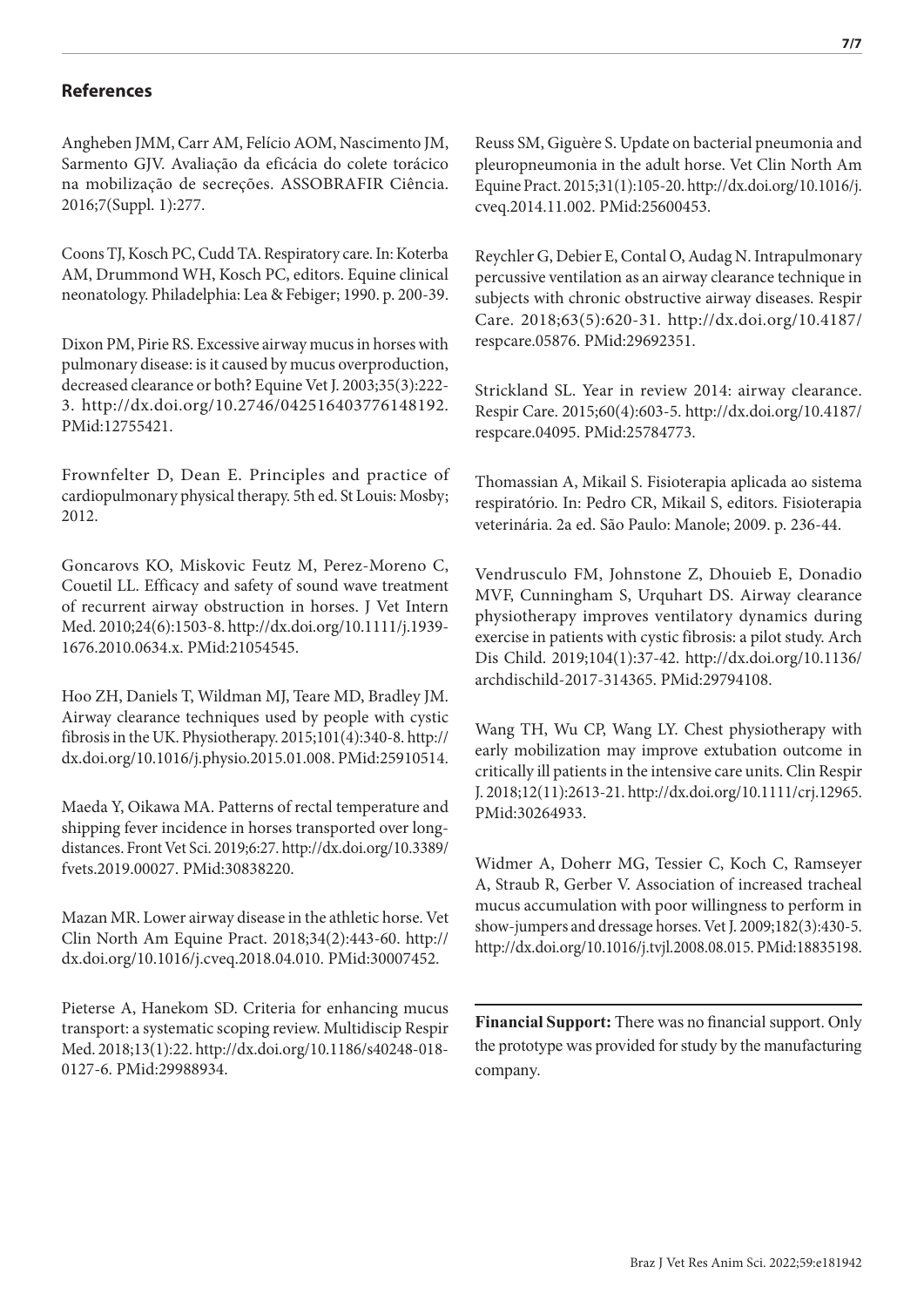## References

Angheben JMM, Carr AM, Felício AOM, Nascimento JM, Sarmento GJV. Avaliação da eficácia do colete torácico na mobilização de secreções. ASSOBRAFIR Ciência. 2016;7(Suppl. 1):277.

Coons TJ, Kosch PC, Cudd TA. Respiratory care. In: Koterba AM, Drummond WH, Kosch PC, editors. Equine clinical neonatology. Philadelphia: Lea & Febiger; 1990. p. 200-39.

Dixon PM, Pirie RS. Excessive airway mucus in horses with pulmonary disease: is it caused by mucus overproduction, decreased clearance or both? Equine Vet J. 2003;35(3):222-3. http://dx.doi.org/10.2746/042516403776148192. PMid:12755421.

Frownfelter D, Dean E. Principles and practice of cardiopulmonary physical therapy. 5th ed. St Louis: Mosby; 2012.

Goncarovs KO, Miskovic Feutz M, Perez-Moreno C, Couetil LL. Efficacy and safety of sound wave treatment of recurrent airway obstruction in horses. J Vet Intern Med. 2010;24(6):1503-8. http://dx.doi.org/10.1111/j.1939-1676.2010.0634.x. PMid:21054545.

Hoo ZH, Daniels T, Wildman MJ, Teare MD, Bradley JM. Airway clearance techniques used by people with cystic fibrosis in the UK. Physiotherapy. 2015;101(4):340-8. http://dx.doi.org/10.1016/j.physio.2015.01.008. PMid:25910514.

Maeda Y, Oikawa MA. Patterns of rectal temperature and shipping fever incidence in horses transported over long-distances. Front Vet Sci. 2019;6:27. http://dx.doi.org/10.3389/fvets.2019.00027. PMid:30838220.

Mazan MR. Lower airway disease in the athletic horse. Vet Clin North Am Equine Pract. 2018;34(2):443-60. http://dx.doi.org/10.1016/j.cveq.2018.04.010. PMid:30007452.

Pieterse A, Hanekom SD. Criteria for enhancing mucus transport: a systematic scoping review. Multidiscip Respir Med. 2018;13(1):22. http://dx.doi.org/10.1186/s40248-018-0127-6. PMid:29988934.

Reuss SM, Giguère S. Update on bacterial pneumonia and pleuropneumonia in the adult horse. Vet Clin North Am Equine Pract. 2015;31(1):105-20. http://dx.doi.org/10.1016/j.cveq.2014.11.002. PMid:25600453.

Reychler G, Debier E, Contal O, Audag N. Intrapulmonary percussive ventilation as an airway clearance technique in subjects with chronic obstructive airway diseases. Respir Care. 2018;63(5):620-31. http://dx.doi.org/10.4187/respcare.05876. PMid:29692351.

Strickland SL. Year in review 2014: airway clearance. Respir Care. 2015;60(4):603-5. http://dx.doi.org/10.4187/respcare.04095. PMid:25784773.

Thomassian A, Mikail S. Fisioterapia aplicada ao sistema respiratório. In: Pedro CR, Mikail S, editors. Fisioterapia veterinária. 2a ed. São Paulo: Manole; 2009. p. 236-44.

Vendrusculo FM, Johnstone Z, Dhouieb E, Donadio MVF, Cunningham S, Urquhart DS. Airway clearance physiotherapy improves ventilatory dynamics during exercise in patients with cystic fibrosis: a pilot study. Arch Dis Child. 2019;104(1):37-42. http://dx.doi.org/10.1136/archdischild-2017-314365. PMid:29794108.

Wang TH, Wu CP, Wang LY. Chest physiotherapy with early mobilization may improve extubation outcome in critically ill patients in the intensive care units. Clin Respir J. 2018;12(11):2613-21. http://dx.doi.org/10.1111/crj.12965. PMid:30264933.

Widmer A, Doherr MG, Tessier C, Koch C, Ramseyer A, Straub R, Gerber V. Association of increased tracheal mucus accumulation with poor willingness to perform in show-jumpers and dressage horses. Vet J. 2009;182(3):430-5. http://dx.doi.org/10.1016/j.tvjl.2008.08.015. PMid:18835198.

---

**Financial Support:** There was no financial support. Only the prototype was provided for study by the manufacturing company.